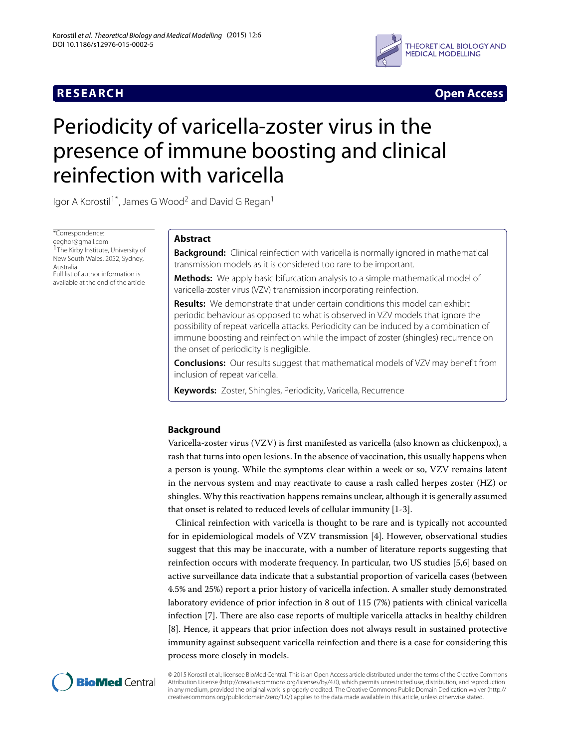**RESEARCH** **Open Access**

# Periodicity of varicella-zoster virus in the presence of immune boosting and clinical reinfection with varicella

Igor A Korostil[1*], James G Wood[2] and David G Regan[1]

*Correspondence: eeghor@gmail.com
[1]The Kirby Institute, University of New South Wales, 2052, Sydney, Australia
Full list of author information is available at the end of the article

## Abstract

**Background:** Clinical reinfection with varicella is normally ignored in mathematical transmission models as it is considered too rare to be important.

**Methods:** We apply basic bifurcation analysis to a simple mathematical model of varicella-zoster virus (VZV) transmission incorporating reinfection.

**Results:** We demonstrate that under certain conditions this model can exhibit periodic behaviour as opposed to what is observed in VZV models that ignore the possibility of repeat varicella attacks. Periodicity can be induced by a combination of immune boosting and reinfection while the impact of zoster (shingles) recurrence on the onset of periodicity is negligible.

**Conclusions:** Our results suggest that mathematical models of VZV may benefit from inclusion of repeat varicella.

**Keywords:** Zoster, Shingles, Periodicity, Varicella, Recurrence

## Background

Varicella-zoster virus (VZV) is first manifested as varicella (also known as chickenpox), a rash that turns into open lesions. In the absence of vaccination, this usually happens when a person is young. While the symptoms clear within a week or so, VZV remains latent in the nervous system and may reactivate to cause a rash called herpes zoster (HZ) or shingles. Why this reactivation happens remains unclear, although it is generally assumed that onset is related to reduced levels of cellular immunity [1-3].

Clinical reinfection with varicella is thought to be rare and is typically not accounted for in epidemiological models of VZV transmission [4]. However, observational studies suggest that this may be inaccurate, with a number of literature reports suggesting that reinfection occurs with moderate frequency. In particular, two US studies [5,6] based on active surveillance data indicate that a substantial proportion of varicella cases (between 4.5% and 25%) report a prior history of varicella infection. A smaller study demonstrated laboratory evidence of prior infection in 8 out of 115 (7%) patients with clinical varicella infection [7]. There are also case reports of multiple varicella attacks in healthy children [8]. Hence, it appears that prior infection does not always result in sustained protective immunity against subsequent varicella reinfection and there is a case for considering this process more closely in models.

© 2015 Korostil et al.; licensee BioMed Central. This is an Open Access article distributed under the terms of the Creative Commons Attribution License (http://creativecommons.org/licenses/by/4.0), which permits unrestricted use, distribution, and reproduction in any medium, provided the original work is properly credited. The Creative Commons Public Domain Dedication waiver (http://creativecommons.org/publicdomain/zero/1.0/) applies to the data made available in this article, unless otherwise stated.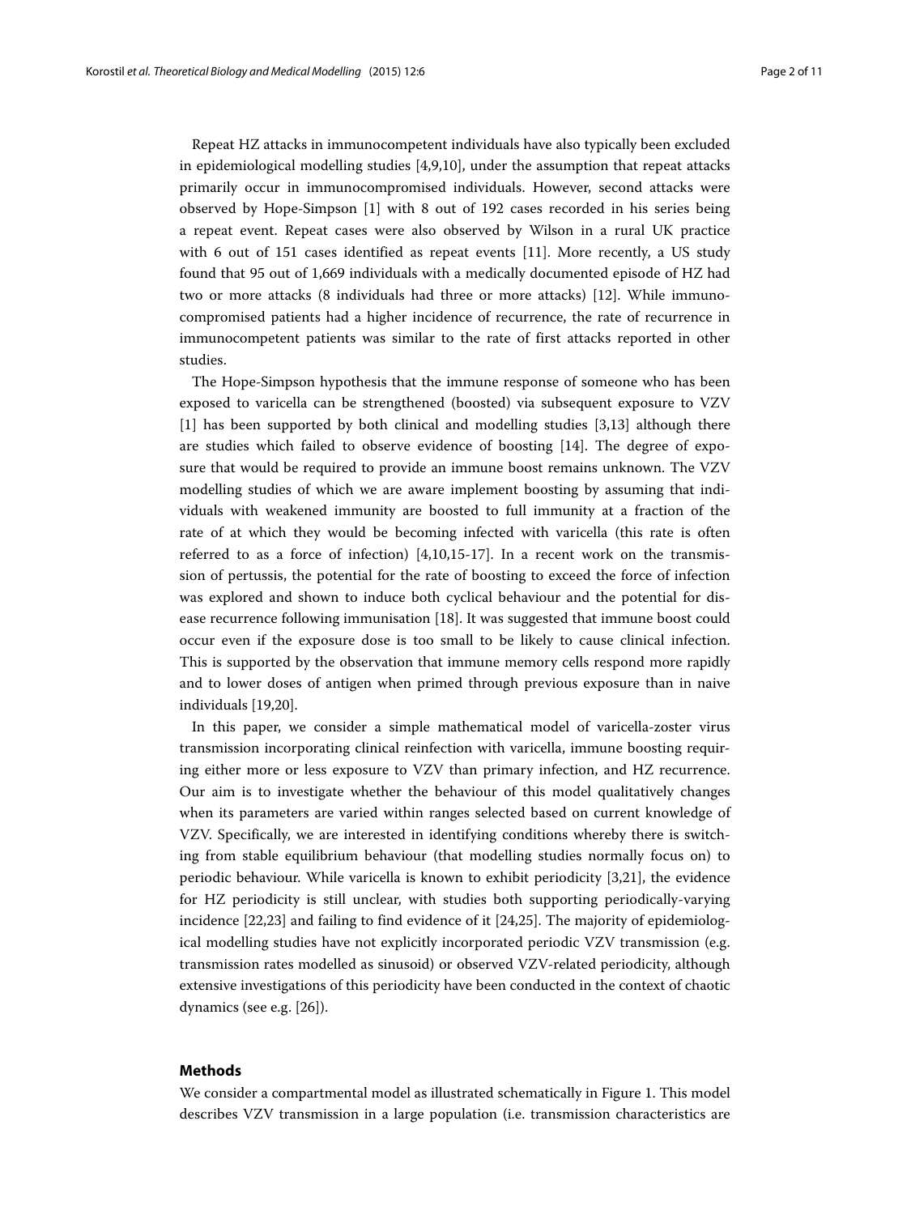Repeat HZ attacks in immunocompetent individuals have also typically been excluded in epidemiological modelling studies [4,9,10], under the assumption that repeat attacks primarily occur in immunocompromised individuals. However, second attacks were observed by Hope-Simpson [1] with 8 out of 192 cases recorded in his series being a repeat event. Repeat cases were also observed by Wilson in a rural UK practice with 6 out of 151 cases identified as repeat events [11]. More recently, a US study found that 95 out of 1,669 individuals with a medically documented episode of HZ had two or more attacks (8 individuals had three or more attacks) [12]. While immunocompromised patients had a higher incidence of recurrence, the rate of recurrence in immunocompetent patients was similar to the rate of first attacks reported in other studies.

The Hope-Simpson hypothesis that the immune response of someone who has been exposed to varicella can be strengthened (boosted) via subsequent exposure to VZV [1] has been supported by both clinical and modelling studies [3,13] although there are studies which failed to observe evidence of boosting [14]. The degree of exposure that would be required to provide an immune boost remains unknown. The VZV modelling studies of which we are aware implement boosting by assuming that individuals with weakened immunity are boosted to full immunity at a fraction of the rate of at which they would be becoming infected with varicella (this rate is often referred to as a force of infection) [4,10,15-17]. In a recent work on the transmission of pertussis, the potential for the rate of boosting to exceed the force of infection was explored and shown to induce both cyclical behaviour and the potential for disease recurrence following immunisation [18]. It was suggested that immune boost could occur even if the exposure dose is too small to be likely to cause clinical infection. This is supported by the observation that immune memory cells respond more rapidly and to lower doses of antigen when primed through previous exposure than in naive individuals [19,20].

In this paper, we consider a simple mathematical model of varicella-zoster virus transmission incorporating clinical reinfection with varicella, immune boosting requiring either more or less exposure to VZV than primary infection, and HZ recurrence. Our aim is to investigate whether the behaviour of this model qualitatively changes when its parameters are varied within ranges selected based on current knowledge of VZV. Specifically, we are interested in identifying conditions whereby there is switching from stable equilibrium behaviour (that modelling studies normally focus on) to periodic behaviour. While varicella is known to exhibit periodicity [3,21], the evidence for HZ periodicity is still unclear, with studies both supporting periodically-varying incidence [22,23] and failing to find evidence of it [24,25]. The majority of epidemiological modelling studies have not explicitly incorporated periodic VZV transmission (e.g. transmission rates modelled as sinusoid) or observed VZV-related periodicity, although extensive investigations of this periodicity have been conducted in the context of chaotic dynamics (see e.g. [26]).

## Methods

We consider a compartmental model as illustrated schematically in Figure 1. This model describes VZV transmission in a large population (i.e. transmission characteristics are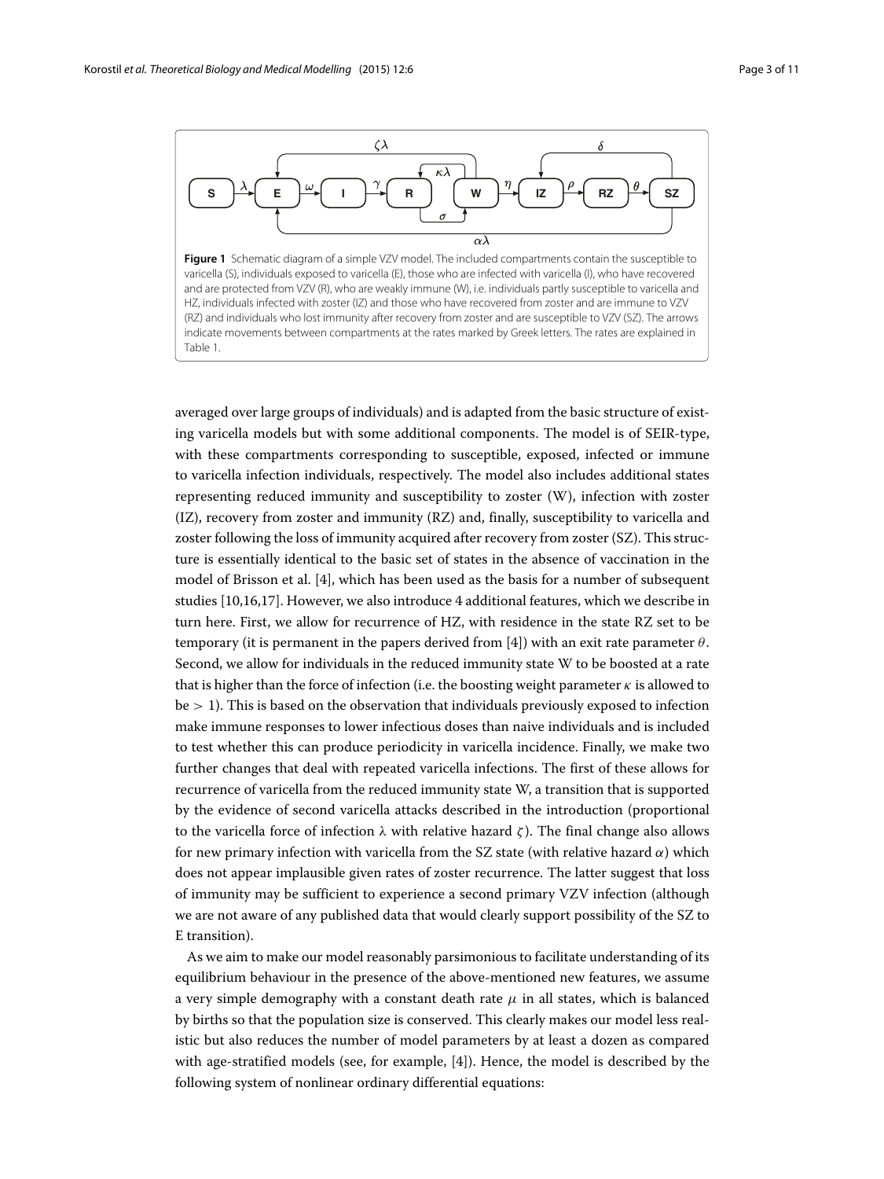**Figure 1** Schematic diagram of a simple VZV model. The included compartments contain the susceptible to varicella (S), individuals exposed to varicella (E), those who are infected with varicella (I), who have recovered and are protected from VZV (R), who are weakly immune (W), i.e. individuals partly susceptible to varicella and HZ, individuals infected with zoster (IZ) and those who have recovered from zoster and are immune to VZV (RZ) and individuals who lost immunity after recovery from zoster and are susceptible to VZV (SZ). The arrows indicate movements between compartments at the rates marked by Greek letters. The rates are explained in Table 1.

averaged over large groups of individuals) and is adapted from the basic structure of existing varicella models but with some additional components. The model is of SEIR-type, with these compartments corresponding to susceptible, exposed, infected or immune to varicella infection individuals, respectively. The model also includes additional states representing reduced immunity and susceptibility to zoster (W), infection with zoster (IZ), recovery from zoster and immunity (RZ) and, finally, susceptibility to varicella and zoster following the loss of immunity acquired after recovery from zoster (SZ). This structure is essentially identical to the basic set of states in the absence of vaccination in the model of Brisson et al. [4], which has been used as the basis for a number of subsequent studies [10,16,17]. However, we also introduce 4 additional features, which we describe in turn here. First, we allow for recurrence of HZ, with residence in the state RZ set to be temporary (it is permanent in the papers derived from [4]) with an exit rate parameter $\theta$. Second, we allow for individuals in the reduced immunity state W to be boosted at a rate that is higher than the force of infection (i.e. the boosting weight parameter $\kappa$ is allowed to be $> 1$). This is based on the observation that individuals previously exposed to infection make immune responses to lower infectious doses than naive individuals and is included to test whether this can produce periodicity in varicella incidence. Finally, we make two further changes that deal with repeated varicella infections. The first of these allows for recurrence of varicella from the reduced immunity state W, a transition that is supported by the evidence of second varicella attacks described in the introduction (proportional to the varicella force of infection $\lambda$ with relative hazard $\zeta$). The final change also allows for new primary infection with varicella from the SZ state (with relative hazard $\alpha$) which does not appear implausible given rates of zoster recurrence. The latter suggest that loss of immunity may be sufficient to experience a second primary VZV infection (although we are not aware of any published data that would clearly support possibility of the SZ to E transition).

As we aim to make our model reasonably parsimonious to facilitate understanding of its equilibrium behaviour in the presence of the above-mentioned new features, we assume a very simple demography with a constant death rate $\mu$ in all states, which is balanced by births so that the population size is conserved. This clearly makes our model less realistic but also reduces the number of model parameters by at least a dozen as compared with age-stratified models (see, for example, [4]). Hence, the model is described by the following system of nonlinear ordinary differential equations: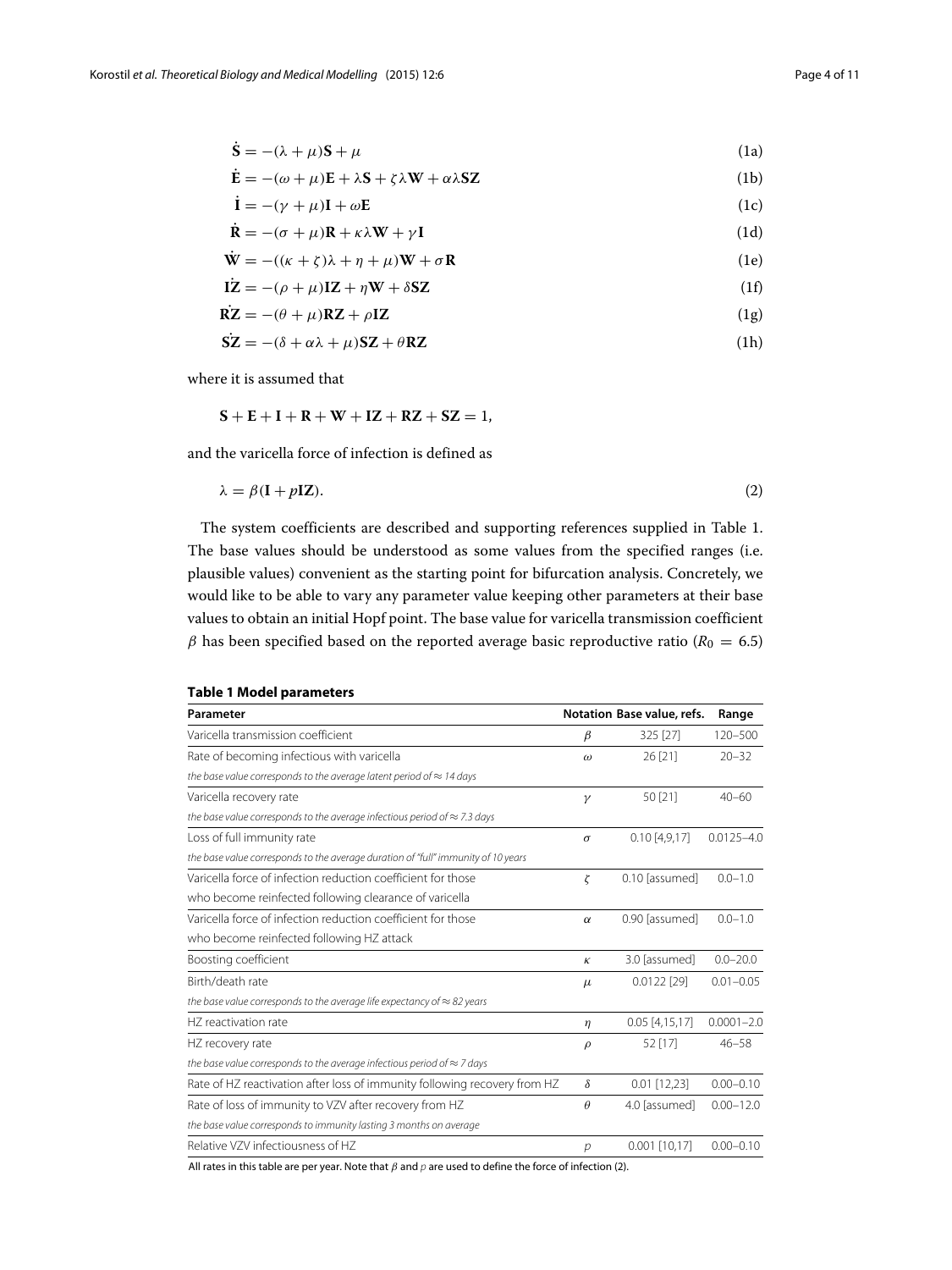$$\dot{\mathbf{S}} = -(\lambda + \mu)\mathbf{S} + \mu \tag{1a}$$

$$\dot{\mathbf{E}} = -(\omega + \mu)\mathbf{E} + \lambda\mathbf{S} + \zeta\lambda\mathbf{W} + \alpha\lambda\mathbf{SZ} \tag{1b}$$

$$\dot{\mathbf{I}} = -(\gamma + \mu)\mathbf{I} + \omega\mathbf{E} \tag{1c}$$

$$\dot{\mathbf{R}} = -(\sigma + \mu)\mathbf{R} + \kappa\lambda\mathbf{W} + \gamma\mathbf{I} \tag{1d}$$

$$\dot{\mathbf{W}} = -((\kappa + \zeta)\lambda + \eta + \mu)\mathbf{W} + \sigma\mathbf{R} \tag{1e}$$

$$\dot{\mathbf{IZ}} = -(\rho + \mu)\mathbf{IZ} + \eta\mathbf{W} + \delta\mathbf{SZ} \tag{1f}$$

$$\dot{\mathbf{RZ}} = -(\theta + \mu)\mathbf{RZ} + \rho\mathbf{IZ} \tag{1g}$$

$$\dot{\mathbf{SZ}} = -(\delta + \alpha\lambda + \mu)\mathbf{SZ} + \theta\mathbf{RZ} \tag{1h}$$

where it is assumed that

$$\mathbf{S} + \mathbf{E} + \mathbf{I} + \mathbf{R} + \mathbf{W} + \mathbf{IZ} + \mathbf{RZ} + \mathbf{SZ} = 1,$$

and the varicella force of infection is defined as

$$\lambda = \beta(\mathbf{I} + p\mathbf{IZ}). \tag{2}$$

The system coefficients are described and supporting references supplied in Table 1. The base values should be understood as some values from the specified ranges (i.e. plausible values) convenient as the starting point for bifurcation analysis. Concretely, we would like to be able to vary any parameter value keeping other parameters at their base values to obtain an initial Hopf point. The base value for varicella transmission coefficient $\beta$ has been specified based on the reported average basic reproductive ratio ($R_0 = 6.5$)

**Table 1 Model parameters**

| Parameter | Notation | Base value, refs. | Range |
|---|---|---|---|
| Varicella transmission coefficient | $\beta$ | 325 [27] | 120–500 |
| Rate of becoming infectious with varicella<br>*the base value corresponds to the average latent period of ≈ 14 days* | $\omega$ | 26 [21] | 20–32 |
| Varicella recovery rate<br>*the base value corresponds to the average infectious period of ≈ 7.3 days* | $\gamma$ | 50 [21] | 40–60 |
| Loss of full immunity rate<br>*the base value corresponds to the average duration of "full" immunity of 10 years* | $\sigma$ | 0.10 [4,9,17] | 0.0125–4.0 |
| Varicella force of infection reduction coefficient for those who become reinfected following clearance of varicella | $\zeta$ | 0.10 [assumed] | 0.0–1.0 |
| Varicella force of infection reduction coefficient for those who become reinfected following HZ attack | $\alpha$ | 0.90 [assumed] | 0.0–1.0 |
| Boosting coefficient | $\kappa$ | 3.0 [assumed] | 0.0–20.0 |
| Birth/death rate<br>*the base value corresponds to the average life expectancy of ≈ 82 years* | $\mu$ | 0.0122 [29] | 0.01–0.05 |
| HZ reactivation rate | $\eta$ | 0.05 [4,15,17] | 0.0001–2.0 |
| HZ recovery rate<br>*the base value corresponds to the average infectious period of ≈ 7 days* | $\rho$ | 52 [17] | 46–58 |
| Rate of HZ reactivation after loss of immunity following recovery from HZ | $\delta$ | 0.01 [12,23] | 0.00–0.10 |
| Rate of loss of immunity to VZV after recovery from HZ<br>*the base value corresponds to immunity lasting 3 months on average* | $\theta$ | 4.0 [assumed] | 0.00–12.0 |
| Relative VZV infectiousness of HZ | $p$ | 0.001 [10,17] | 0.00–0.10 |

All rates in this table are per year. Note that $\beta$ and $p$ are used to define the force of infection (2).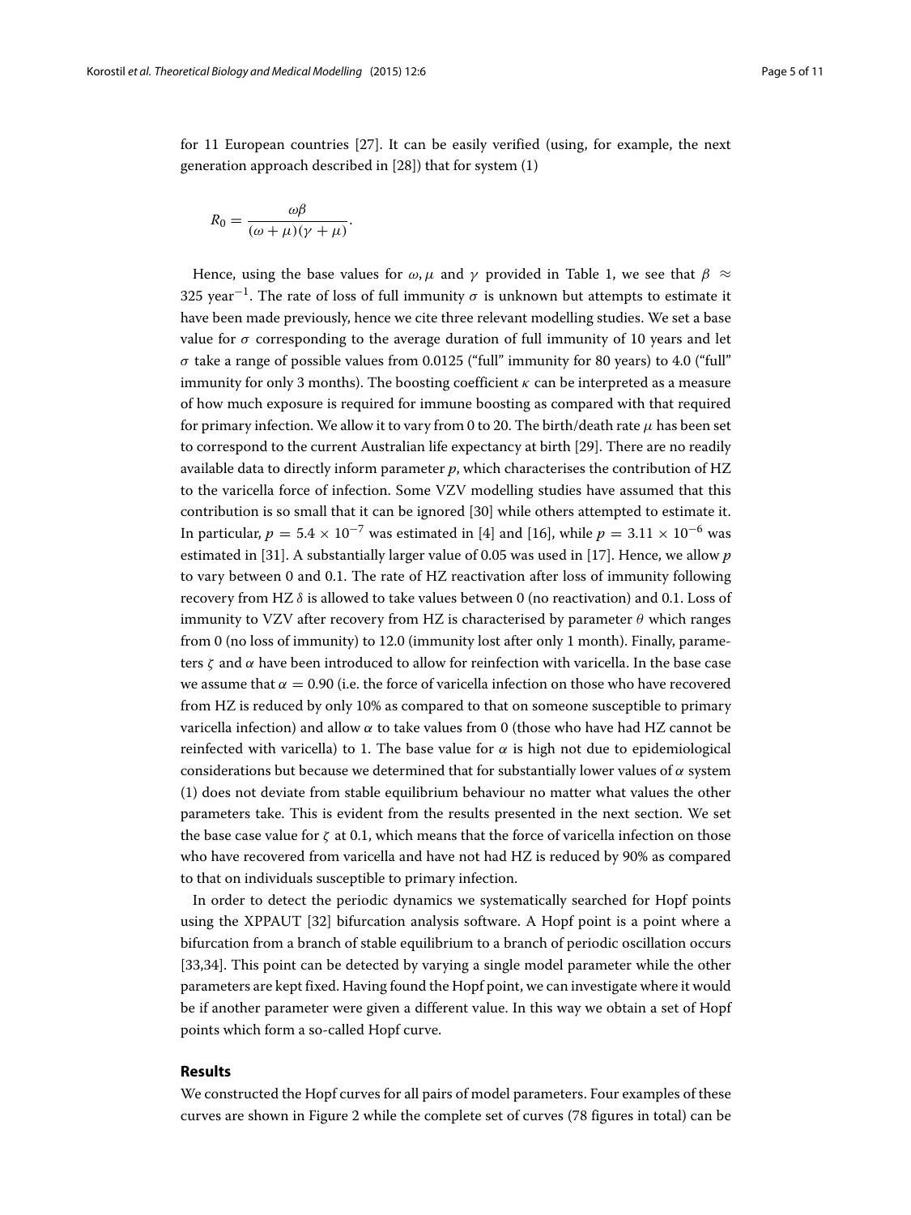for 11 European countries [27]. It can be easily verified (using, for example, the next generation approach described in [28]) that for system (1)

$$R_0 = \frac{\omega\beta}{(\omega + \mu)(\gamma + \mu)}.$$

Hence, using the base values for $\omega, \mu$ and $\gamma$ provided in Table 1, we see that $\beta \approx 325$ year$^{-1}$. The rate of loss of full immunity $\sigma$ is unknown but attempts to estimate it have been made previously, hence we cite three relevant modelling studies. We set a base value for $\sigma$ corresponding to the average duration of full immunity of 10 years and let $\sigma$ take a range of possible values from 0.0125 ("full" immunity for 80 years) to 4.0 ("full" immunity for only 3 months). The boosting coefficient $\kappa$ can be interpreted as a measure of how much exposure is required for immune boosting as compared with that required for primary infection. We allow it to vary from 0 to 20. The birth/death rate $\mu$ has been set to correspond to the current Australian life expectancy at birth [29]. There are no readily available data to directly inform parameter $p$, which characterises the contribution of HZ to the varicella force of infection. Some VZV modelling studies have assumed that this contribution is so small that it can be ignored [30] while others attempted to estimate it. In particular, $p = 5.4 \times 10^{-7}$ was estimated in [4] and [16], while $p = 3.11 \times 10^{-6}$ was estimated in [31]. A substantially larger value of 0.05 was used in [17]. Hence, we allow $p$ to vary between 0 and 0.1. The rate of HZ reactivation after loss of immunity following recovery from HZ $\delta$ is allowed to take values between 0 (no reactivation) and 0.1. Loss of immunity to VZV after recovery from HZ is characterised by parameter $\theta$ which ranges from 0 (no loss of immunity) to 12.0 (immunity lost after only 1 month). Finally, parameters $\zeta$ and $\alpha$ have been introduced to allow for reinfection with varicella. In the base case we assume that $\alpha = 0.90$ (i.e. the force of varicella infection on those who have recovered from HZ is reduced by only 10% as compared to that on someone susceptible to primary varicella infection) and allow $\alpha$ to take values from 0 (those who have had HZ cannot be reinfected with varicella) to 1. The base value for $\alpha$ is high not due to epidemiological considerations but because we determined that for substantially lower values of $\alpha$ system (1) does not deviate from stable equilibrium behaviour no matter what values the other parameters take. This is evident from the results presented in the next section. We set the base case value for $\zeta$ at 0.1, which means that the force of varicella infection on those who have recovered from varicella and have not had HZ is reduced by 90% as compared to that on individuals susceptible to primary infection.

In order to detect the periodic dynamics we systematically searched for Hopf points using the XPPAUT [32] bifurcation analysis software. A Hopf point is a point where a bifurcation from a branch of stable equilibrium to a branch of periodic oscillation occurs [33,34]. This point can be detected by varying a single model parameter while the other parameters are kept fixed. Having found the Hopf point, we can investigate where it would be if another parameter were given a different value. In this way we obtain a set of Hopf points which form a so-called Hopf curve.

## Results

We constructed the Hopf curves for all pairs of model parameters. Four examples of these curves are shown in Figure 2 while the complete set of curves (78 figures in total) can be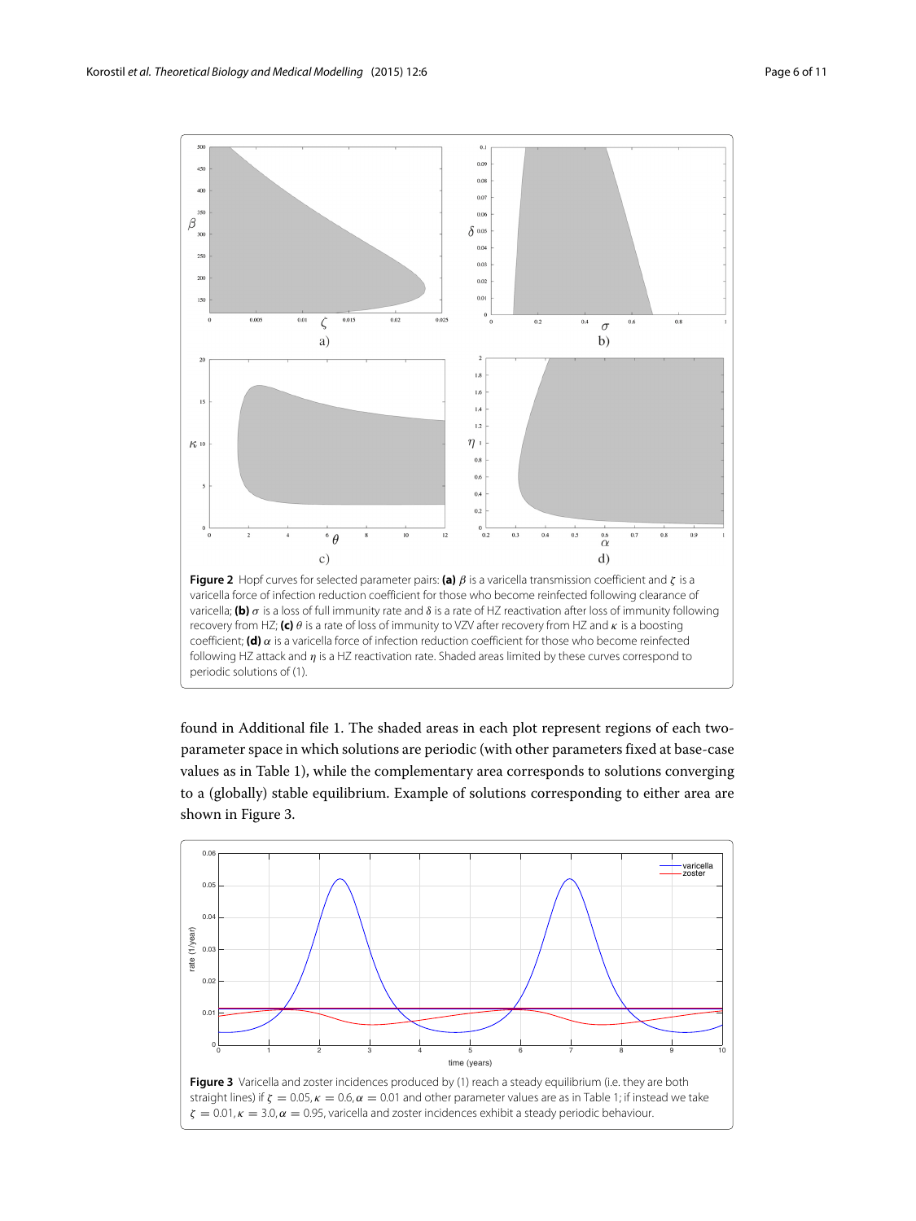**Figure 2** Hopf curves for selected parameter pairs: **(a)** $\beta$ is a varicella transmission coefficient and $\zeta$ is a varicella force of infection reduction coefficient for those who become reinfected following clearance of varicella; **(b)** $\sigma$ is a loss of full immunity rate and $\delta$ is a rate of HZ reactivation after loss of immunity following recovery from HZ; **(c)** $\theta$ is a rate of loss of immunity to VZV after recovery from HZ and $\kappa$ is a boosting coefficient; **(d)** $\alpha$ is a varicella force of infection reduction coefficient for those who become reinfected following HZ attack and $\eta$ is a HZ reactivation rate. Shaded areas limited by these curves correspond to periodic solutions of (1).

found in Additional file 1. The shaded areas in each plot represent regions of each two-parameter space in which solutions are periodic (with other parameters fixed at base-case values as in Table 1), while the complementary area corresponds to solutions converging to a (globally) stable equilibrium. Example of solutions corresponding to either area are shown in Figure 3.

**Figure 3** Varicella and zoster incidences produced by (1) reach a steady equilibrium (i.e. they are both straight lines) if $\zeta = 0.05, \kappa = 0.6, \alpha = 0.01$ and other parameter values are as in Table 1; if instead we take $\zeta = 0.01, \kappa = 3.0, \alpha = 0.95$, varicella and zoster incidences exhibit a steady periodic behaviour.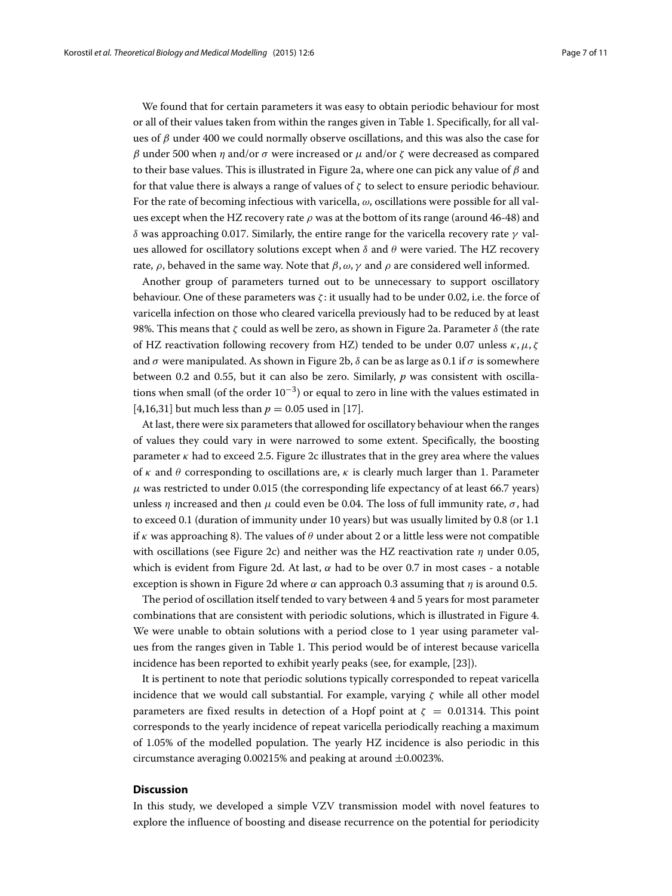We found that for certain parameters it was easy to obtain periodic behaviour for most or all of their values taken from within the ranges given in Table 1. Specifically, for all values of $\beta$ under 400 we could normally observe oscillations, and this was also the case for $\beta$ under 500 when $\eta$ and/or $\sigma$ were increased or $\mu$ and/or $\zeta$ were decreased as compared to their base values. This is illustrated in Figure 2a, where one can pick any value of $\beta$ and for that value there is always a range of values of $\zeta$ to select to ensure periodic behaviour. For the rate of becoming infectious with varicella, $\omega$, oscillations were possible for all values except when the HZ recovery rate $\rho$ was at the bottom of its range (around 46-48) and $\delta$ was approaching 0.017. Similarly, the entire range for the varicella recovery rate $\gamma$ values allowed for oscillatory solutions except when $\delta$ and $\theta$ were varied. The HZ recovery rate, $\rho$, behaved in the same way. Note that $\beta, \omega, \gamma$ and $\rho$ are considered well informed.

Another group of parameters turned out to be unnecessary to support oscillatory behaviour. One of these parameters was $\zeta$: it usually had to be under 0.02, i.e. the force of varicella infection on those who cleared varicella previously had to be reduced by at least 98%. This means that $\zeta$ could as well be zero, as shown in Figure 2a. Parameter $\delta$ (the rate of HZ reactivation following recovery from HZ) tended to be under 0.07 unless $\kappa, \mu, \zeta$ and $\sigma$ were manipulated. As shown in Figure 2b, $\delta$ can be as large as 0.1 if $\sigma$ is somewhere between 0.2 and 0.55, but it can also be zero. Similarly, $p$ was consistent with oscillations when small (of the order $10^{-3}$) or equal to zero in line with the values estimated in [4,16,31] but much less than $p = 0.05$ used in [17].

At last, there were six parameters that allowed for oscillatory behaviour when the ranges of values they could vary in were narrowed to some extent. Specifically, the boosting parameter $\kappa$ had to exceed 2.5. Figure 2c illustrates that in the grey area where the values of $\kappa$ and $\theta$ corresponding to oscillations are, $\kappa$ is clearly much larger than 1. Parameter $\mu$ was restricted to under 0.015 (the corresponding life expectancy of at least 66.7 years) unless $\eta$ increased and then $\mu$ could even be 0.04. The loss of full immunity rate, $\sigma$, had to exceed 0.1 (duration of immunity under 10 years) but was usually limited by 0.8 (or 1.1 if $\kappa$ was approaching 8). The values of $\theta$ under about 2 or a little less were not compatible with oscillations (see Figure 2c) and neither was the HZ reactivation rate $\eta$ under 0.05, which is evident from Figure 2d. At last, $\alpha$ had to be over 0.7 in most cases - a notable exception is shown in Figure 2d where $\alpha$ can approach 0.3 assuming that $\eta$ is around 0.5.

The period of oscillation itself tended to vary between 4 and 5 years for most parameter combinations that are consistent with periodic solutions, which is illustrated in Figure 4. We were unable to obtain solutions with a period close to 1 year using parameter values from the ranges given in Table 1. This period would be of interest because varicella incidence has been reported to exhibit yearly peaks (see, for example, [23]).

It is pertinent to note that periodic solutions typically corresponded to repeat varicella incidence that we would call substantial. For example, varying $\zeta$ while all other model parameters are fixed results in detection of a Hopf point at $\zeta = 0.01314$. This point corresponds to the yearly incidence of repeat varicella periodically reaching a maximum of 1.05% of the modelled population. The yearly HZ incidence is also periodic in this circumstance averaging 0.00215% and peaking at around $\pm 0.0023\%$.

## Discussion

In this study, we developed a simple VZV transmission model with novel features to explore the influence of boosting and disease recurrence on the potential for periodicity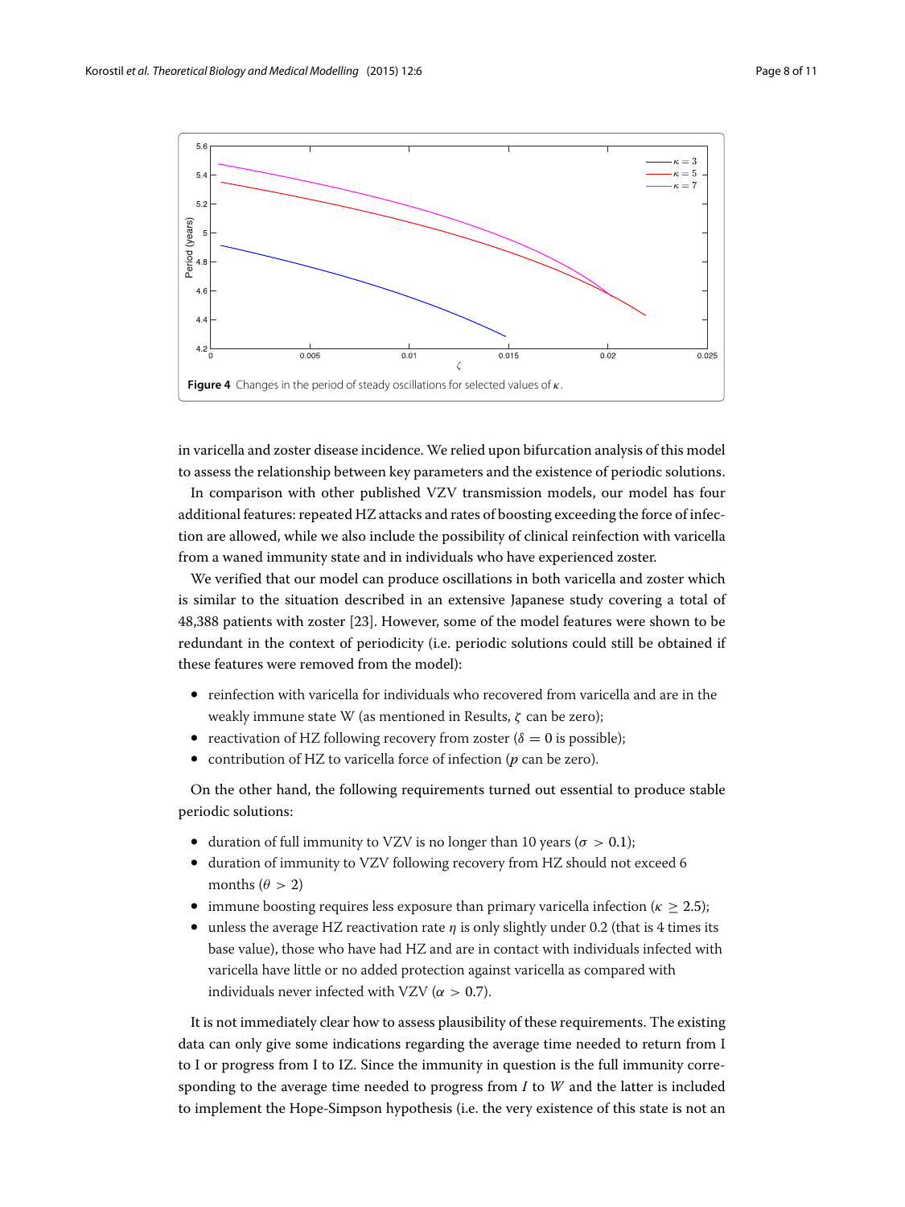**Figure 4** Changes in the period of steady oscillations for selected values of $\kappa$.

in varicella and zoster disease incidence. We relied upon bifurcation analysis of this model to assess the relationship between key parameters and the existence of periodic solutions.

In comparison with other published VZV transmission models, our model has four additional features: repeated HZ attacks and rates of boosting exceeding the force of infection are allowed, while we also include the possibility of clinical reinfection with varicella from a waned immunity state and in individuals who have experienced zoster.

We verified that our model can produce oscillations in both varicella and zoster which is similar to the situation described in an extensive Japanese study covering a total of 48,388 patients with zoster [23]. However, some of the model features were shown to be redundant in the context of periodicity (i.e. periodic solutions could still be obtained if these features were removed from the model):

- reinfection with varicella for individuals who recovered from varicella and are in the weakly immune state W (as mentioned in Results, $\zeta$ can be zero);
- reactivation of HZ following recovery from zoster ($\delta = 0$ is possible);
- contribution of HZ to varicella force of infection ($p$ can be zero).

On the other hand, the following requirements turned out essential to produce stable periodic solutions:

- duration of full immunity to VZV is no longer than 10 years ($\sigma > 0.1$);
- duration of immunity to VZV following recovery from HZ should not exceed 6 months ($\theta > 2$)
- immune boosting requires less exposure than primary varicella infection ($\kappa \geq 2.5$);
- unless the average HZ reactivation rate $\eta$ is only slightly under 0.2 (that is 4 times its base value), those who have had HZ and are in contact with individuals infected with varicella have little or no added protection against varicella as compared with individuals never infected with VZV ($\alpha > 0.7$).

It is not immediately clear how to assess plausibility of these requirements. The existing data can only give some indications regarding the average time needed to return from I to I or progress from I to IZ. Since the immunity in question is the full immunity corresponding to the average time needed to progress from $I$ to $W$ and the latter is included to implement the Hope-Simpson hypothesis (i.e. the very existence of this state is not an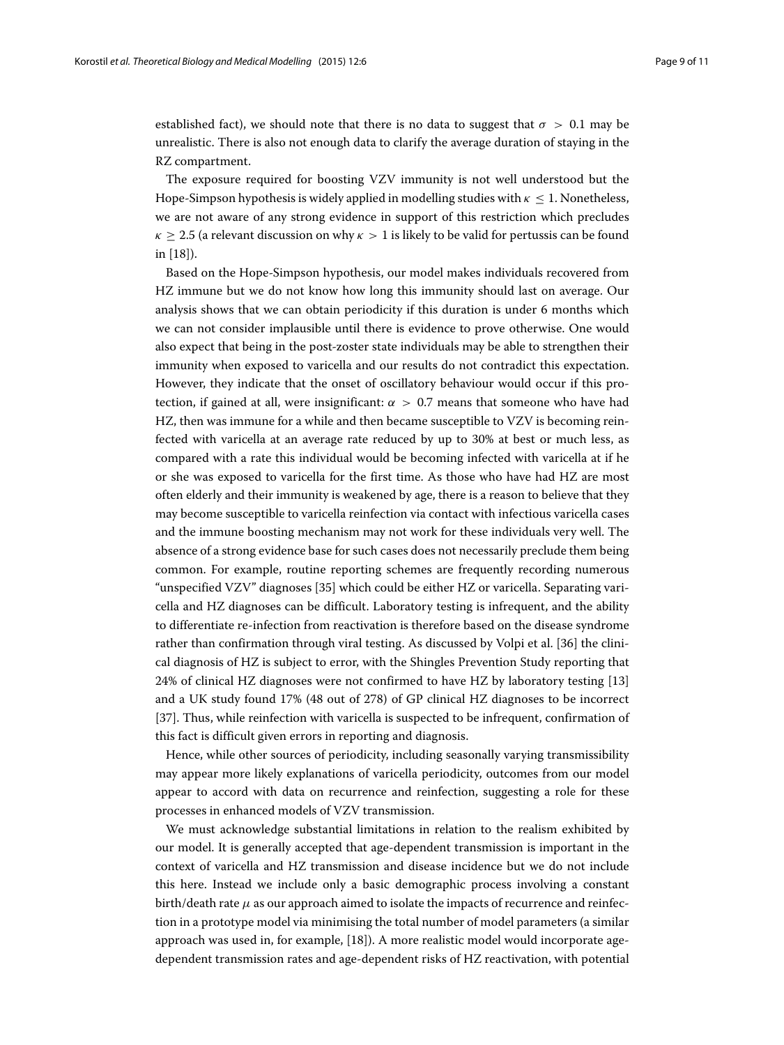established fact), we should note that there is no data to suggest that $\sigma > 0.1$ may be unrealistic. There is also not enough data to clarify the average duration of staying in the RZ compartment.

The exposure required for boosting VZV immunity is not well understood but the Hope-Simpson hypothesis is widely applied in modelling studies with $\kappa \leq 1$. Nonetheless, we are not aware of any strong evidence in support of this restriction which precludes $\kappa \geq 2.5$ (a relevant discussion on why $\kappa > 1$ is likely to be valid for pertussis can be found in [18]).

Based on the Hope-Simpson hypothesis, our model makes individuals recovered from HZ immune but we do not know how long this immunity should last on average. Our analysis shows that we can obtain periodicity if this duration is under 6 months which we can not consider implausible until there is evidence to prove otherwise. One would also expect that being in the post-zoster state individuals may be able to strengthen their immunity when exposed to varicella and our results do not contradict this expectation. However, they indicate that the onset of oscillatory behaviour would occur if this protection, if gained at all, were insignificant: $\alpha > 0.7$ means that someone who have had HZ, then was immune for a while and then became susceptible to VZV is becoming reinfected with varicella at an average rate reduced by up to 30% at best or much less, as compared with a rate this individual would be becoming infected with varicella at if he or she was exposed to varicella for the first time. As those who have had HZ are most often elderly and their immunity is weakened by age, there is a reason to believe that they may become susceptible to varicella reinfection via contact with infectious varicella cases and the immune boosting mechanism may not work for these individuals very well. The absence of a strong evidence base for such cases does not necessarily preclude them being common. For example, routine reporting schemes are frequently recording numerous "unspecified VZV" diagnoses [35] which could be either HZ or varicella. Separating varicella and HZ diagnoses can be difficult. Laboratory testing is infrequent, and the ability to differentiate re-infection from reactivation is therefore based on the disease syndrome rather than confirmation through viral testing. As discussed by Volpi et al. [36] the clinical diagnosis of HZ is subject to error, with the Shingles Prevention Study reporting that 24% of clinical HZ diagnoses were not confirmed to have HZ by laboratory testing [13] and a UK study found 17% (48 out of 278) of GP clinical HZ diagnoses to be incorrect [37]. Thus, while reinfection with varicella is suspected to be infrequent, confirmation of this fact is difficult given errors in reporting and diagnosis.

Hence, while other sources of periodicity, including seasonally varying transmissibility may appear more likely explanations of varicella periodicity, outcomes from our model appear to accord with data on recurrence and reinfection, suggesting a role for these processes in enhanced models of VZV transmission.

We must acknowledge substantial limitations in relation to the realism exhibited by our model. It is generally accepted that age-dependent transmission is important in the context of varicella and HZ transmission and disease incidence but we do not include this here. Instead we include only a basic demographic process involving a constant birth/death rate $\mu$ as our approach aimed to isolate the impacts of recurrence and reinfection in a prototype model via minimising the total number of model parameters (a similar approach was used in, for example, [18]). A more realistic model would incorporate age-dependent transmission rates and age-dependent risks of HZ reactivation, with potential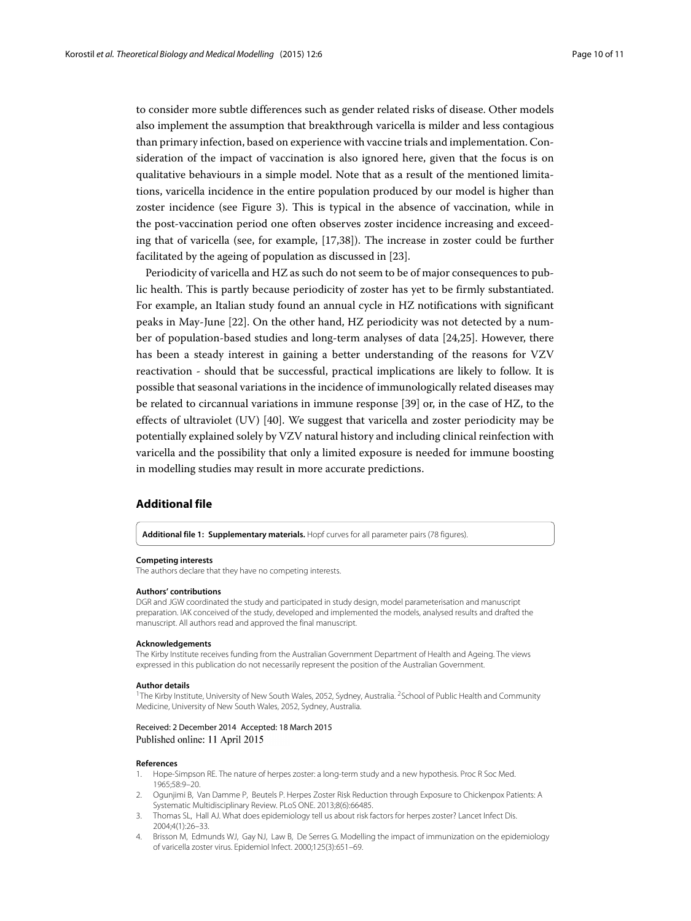to consider more subtle differences such as gender related risks of disease. Other models also implement the assumption that breakthrough varicella is milder and less contagious than primary infection, based on experience with vaccine trials and implementation. Consideration of the impact of vaccination is also ignored here, given that the focus is on qualitative behaviours in a simple model. Note that as a result of the mentioned limitations, varicella incidence in the entire population produced by our model is higher than zoster incidence (see Figure 3). This is typical in the absence of vaccination, while in the post-vaccination period one often observes zoster incidence increasing and exceeding that of varicella (see, for example, [17,38]). The increase in zoster could be further facilitated by the ageing of population as discussed in [23].

Periodicity of varicella and HZ as such do not seem to be of major consequences to public health. This is partly because periodicity of zoster has yet to be firmly substantiated. For example, an Italian study found an annual cycle in HZ notifications with significant peaks in May-June [22]. On the other hand, HZ periodicity was not detected by a number of population-based studies and long-term analyses of data [24,25]. However, there has been a steady interest in gaining a better understanding of the reasons for VZV reactivation - should that be successful, practical implications are likely to follow. It is possible that seasonal variations in the incidence of immunologically related diseases may be related to circannual variations in immune response [39] or, in the case of HZ, to the effects of ultraviolet (UV) [40]. We suggest that varicella and zoster periodicity may be potentially explained solely by VZV natural history and including clinical reinfection with varicella and the possibility that only a limited exposure is needed for immune boosting in modelling studies may result in more accurate predictions.

## Additional file

**Additional file 1: Supplementary materials.** Hopf curves for all parameter pairs (78 figures).

#### Competing interests

The authors declare that they have no competing interests.

#### Authors' contributions

DGR and JGW coordinated the study and participated in study design, model parameterisation and manuscript preparation. IAK conceived of the study, developed and implemented the models, analysed results and drafted the manuscript. All authors read and approved the final manuscript.

#### Acknowledgements

The Kirby Institute receives funding from the Australian Government Department of Health and Ageing. The views expressed in this publication do not necessarily represent the position of the Australian Government.

#### Author details

[1]The Kirby Institute, University of New South Wales, 2052, Sydney, Australia. [2]School of Public Health and Community Medicine, University of New South Wales, 2052, Sydney, Australia.

Received: 2 December 2014 Accepted: 18 March 2015
Published online: 11 April 2015

#### References

1. Hope-Simpson RE. The nature of herpes zoster: a long-term study and a new hypothesis. Proc R Soc Med. 1965;58:9–20.
2. Ogunjimi B, Van Damme P, Beutels P. Herpes Zoster Risk Reduction through Exposure to Chickenpox Patients: A Systematic Multidisciplinary Review. PLoS ONE. 2013;8(6):66485.
3. Thomas SL, Hall AJ. What does epidemiology tell us about risk factors for herpes zoster? Lancet Infect Dis. 2004;4(1):26–33.
4. Brisson M, Edmunds WJ, Gay NJ, Law B, De Serres G. Modelling the impact of immunization on the epidemiology of varicella zoster virus. Epidemiol Infect. 2000;125(3):651–69.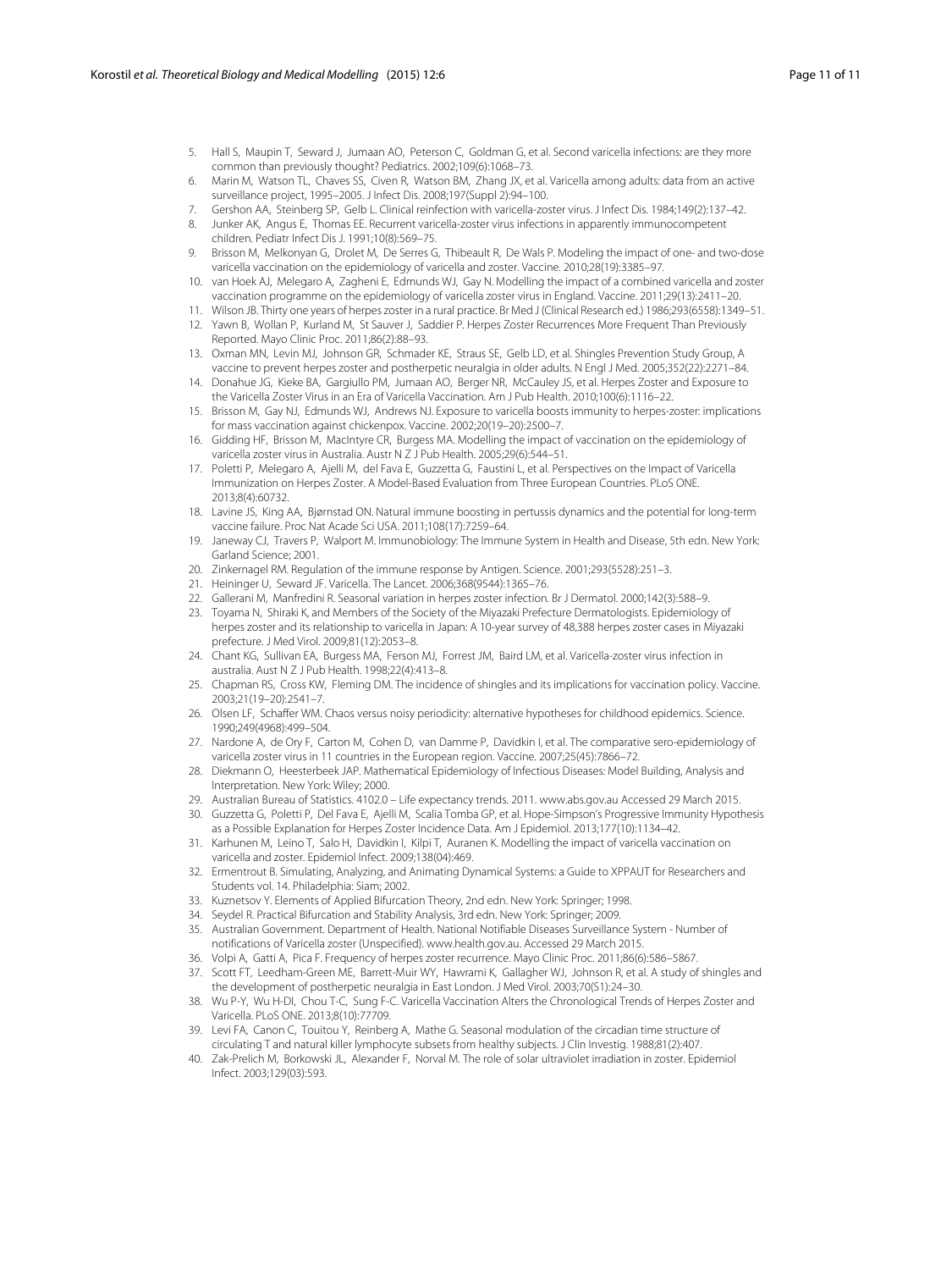5. Hall S, Maupin T, Seward J, Jumaan AO, Peterson C, Goldman G, et al. Second varicella infections: are they more common than previously thought? Pediatrics. 2002;109(6):1068–73.
6. Marin M, Watson TL, Chaves SS, Civen R, Watson BM, Zhang JX, et al. Varicella among adults: data from an active surveillance project, 1995–2005. J Infect Dis. 2008;197(Suppl 2):94–100.
7. Gershon AA, Steinberg SP, Gelb L. Clinical reinfection with varicella-zoster virus. J Infect Dis. 1984;149(2):137–42.
8. Junker AK, Angus E, Thomas EE. Recurrent varicella-zoster virus infections in apparently immunocompetent children. Pediatr Infect Dis J. 1991;10(8):569–75.
9. Brisson M, Melkonyan G, Drolet M, De Serres G, Thibeault R, De Wals P. Modeling the impact of one- and two-dose varicella vaccination on the epidemiology of varicella and zoster. Vaccine. 2010;28(19):3385–97.
10. van Hoek AJ, Melegaro A, Zagheni E, Edmunds WJ, Gay N. Modelling the impact of a combined varicella and zoster vaccination programme on the epidemiology of varicella zoster virus in England. Vaccine. 2011;29(13):2411–20.
11. Wilson JB. Thirty one years of herpes zoster in a rural practice. Br Med J (Clinical Research ed.) 1986;293(6558):1349–51.
12. Yawn B, Wollan P, Kurland M, St Sauver J, Saddier P. Herpes Zoster Recurrences More Frequent Than Previously Reported. Mayo Clinic Proc. 2011;86(2):88–93.
13. Oxman MN, Levin MJ, Johnson GR, Schmader KE, Straus SE, Gelb LD, et al. Shingles Prevention Study Group, A vaccine to prevent herpes zoster and postherpetic neuralgia in older adults. N Engl J Med. 2005;352(22):2271–84.
14. Donahue JG, Kieke BA, Gargiullo PM, Jumaan AO, Berger NR, McCauley JS, et al. Herpes Zoster and Exposure to the Varicella Zoster Virus in an Era of Varicella Vaccination. Am J Pub Health. 2010;100(6):1116–22.
15. Brisson M, Gay NJ, Edmunds WJ, Andrews NJ. Exposure to varicella boosts immunity to herpes-zoster: implications for mass vaccination against chickenpox. Vaccine. 2002;20(19–20):2500–7.
16. Gidding HF, Brisson M, MacIntyre CR, Burgess MA. Modelling the impact of vaccination on the epidemiology of varicella zoster virus in Australia. Austr N Z J Pub Health. 2005;29(6):544–51.
17. Poletti P, Melegaro A, Ajelli M, del Fava E, Guzzetta G, Faustini L, et al. Perspectives on the Impact of Varicella Immunization on Herpes Zoster. A Model-Based Evaluation from Three European Countries. PLoS ONE. 2013;8(4):60732.
18. Lavine JS, King AA, Bjørnstad ON. Natural immune boosting in pertussis dynamics and the potential for long-term vaccine failure. Proc Nat Acade Sci USA. 2011;108(17):7259–64.
19. Janeway CJ, Travers P, Walport M. Immunobiology: The Immune System in Health and Disease, 5th edn. New York: Garland Science; 2001.
20. Zinkernagel RM. Regulation of the immune response by Antigen. Science. 2001;293(5528):251–3.
21. Heininger U, Seward JF. Varicella. The Lancet. 2006;368(9544):1365–76.
22. Gallerani M, Manfredini R. Seasonal variation in herpes zoster infection. Br J Dermatol. 2000;142(3):588–9.
23. Toyama N, Shiraki K, and Members of the Society of the Miyazaki Prefecture Dermatologists. Epidemiology of herpes zoster and its relationship to varicella in Japan: A 10-year survey of 48,388 herpes zoster cases in Miyazaki prefecture. J Med Virol. 2009;81(12):2053–8.
24. Chant KG, Sullivan EA, Burgess MA, Ferson MJ, Forrest JM, Baird LM, et al. Varicella-zoster virus infection in australia. Aust N Z J Pub Health. 1998;22(4):413–8.
25. Chapman RS, Cross KW, Fleming DM. The incidence of shingles and its implications for vaccination policy. Vaccine. 2003;21(19–20):2541–7.
26. Olsen LF, Schaffer WM. Chaos versus noisy periodicity: alternative hypotheses for childhood epidemics. Science. 1990;249(4968):499–504.
27. Nardone A, de Ory F, Carton M, Cohen D, van Damme P, Davidkin I, et al. The comparative sero-epidemiology of varicella zoster virus in 11 countries in the European region. Vaccine. 2007;25(45):7866–72.
28. Diekmann O, Heesterbeek JAP. Mathematical Epidemiology of Infectious Diseases: Model Building, Analysis and Interpretation. New York: Wiley; 2000.
29. Australian Bureau of Statistics. 4102.0 – Life expectancy trends. 2011. www.abs.gov.au Accessed 29 March 2015.
30. Guzzetta G, Poletti P, Del Fava E, Ajelli M, Scalia Tomba GP, et al. Hope-Simpson's Progressive Immunity Hypothesis as a Possible Explanation for Herpes Zoster Incidence Data. Am J Epidemiol. 2013;177(10):1134–42.
31. Karhunen M, Leino T, Salo H, Davidkin I, Kilpi T, Auranen K. Modelling the impact of varicella vaccination on varicella and zoster. Epidemiol Infect. 2009;138(04):469.
32. Ermentrout B. Simulating, Analyzing, and Animating Dynamical Systems: a Guide to XPPAUT for Researchers and Students vol. 14. Philadelphia: Siam; 2002.
33. Kuznetsov Y. Elements of Applied Bifurcation Theory, 2nd edn. New York: Springer; 1998.
34. Seydel R. Practical Bifurcation and Stability Analysis, 3rd edn. New York: Springer; 2009.
35. Australian Government. Department of Health. National Notifiable Diseases Surveillance System - Number of notifications of Varicella zoster (Unspecified). www.health.gov.au. Accessed 29 March 2015.
36. Volpi A, Gatti A, Pica F. Frequency of herpes zoster recurrence. Mayo Clinic Proc. 2011;86(6):586–5867.
37. Scott FT, Leedham-Green ME, Barrett-Muir WY, Hawrami K, Gallagher WJ, Johnson R, et al. A study of shingles and the development of postherpetic neuralgia in East London. J Med Virol. 2003;70(S1):24–30.
38. Wu P-Y, Wu H-DI, Chou T-C, Sung F-C. Varicella Vaccination Alters the Chronological Trends of Herpes Zoster and Varicella. PLoS ONE. 2013;8(10):77709.
39. Levi FA, Canon C, Touitou Y, Reinberg A, Mathe G. Seasonal modulation of the circadian time structure of circulating T and natural killer lymphocyte subsets from healthy subjects. J Clin Investig. 1988;81(2):407.
40. Zak-Prelich M, Borkowski JL, Alexander F, Norval M. The role of solar ultraviolet irradiation in zoster. Epidemiol Infect. 2003;129(03):593.